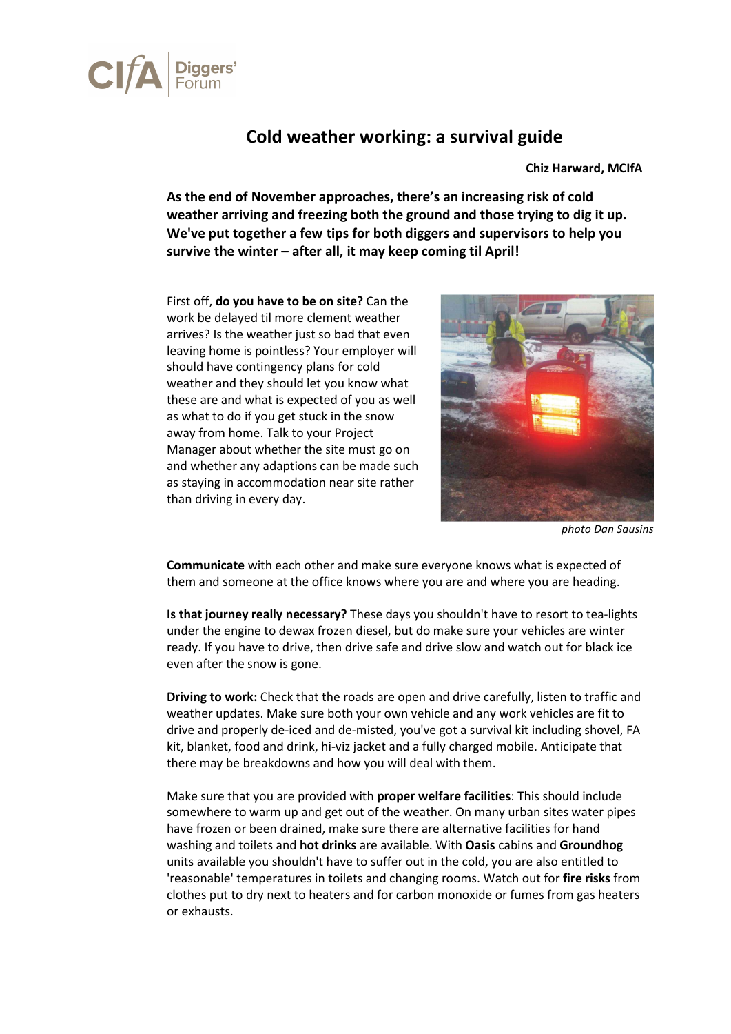CIfA | Diggers' Forum

# Cold weather working: a survival guide

**Chiz Harward, MCIfA**

**As the end of November approaches, there's an increasing risk of cold weather arriving and freezing both the ground and those trying to dig it up. We've put together a few tips for both diggers and supervisors to help you survive the winter – after all, it may keep coming til April!**

First off, **do you have to be on site?** Can the work be delayed til more clement weather arrives? Is the weather just so bad that even leaving home is pointless? Your employer will should have contingency plans for cold weather and they should let you know what these are and what is expected of you as well as what to do if you get stuck in the snow away from home. Talk to your Project Manager about whether the site must go on and whether any adaptions can be made such as staying in accommodation near site rather than driving in every day.

*photo Dan Sausins*

**Communicate** with each other and make sure everyone knows what is expected of them and someone at the office knows where you are and where you are heading.

**Is that journey really necessary?** These days you shouldn't have to resort to tea-lights under the engine to dewax frozen diesel, but do make sure your vehicles are winter ready. If you have to drive, then drive safe and drive slow and watch out for black ice even after the snow is gone.

**Driving to work:** Check that the roads are open and drive carefully, listen to traffic and weather updates. Make sure both your own vehicle and any work vehicles are fit to drive and properly de-iced and de-misted, you've got a survival kit including shovel, FA kit, blanket, food and drink, hi-viz jacket and a fully charged mobile. Anticipate that there may be breakdowns and how you will deal with them.

Make sure that you are provided with **proper welfare facilities**: This should include somewhere to warm up and get out of the weather. On many urban sites water pipes have frozen or been drained, make sure there are alternative facilities for hand washing and toilets and **hot drinks** are available. With **Oasis** cabins and **Groundhog** units available you shouldn't have to suffer out in the cold, you are also entitled to 'reasonable' temperatures in toilets and changing rooms. Watch out for **fire risks** from clothes put to dry next to heaters and for carbon monoxide or fumes from gas heaters or exhausts.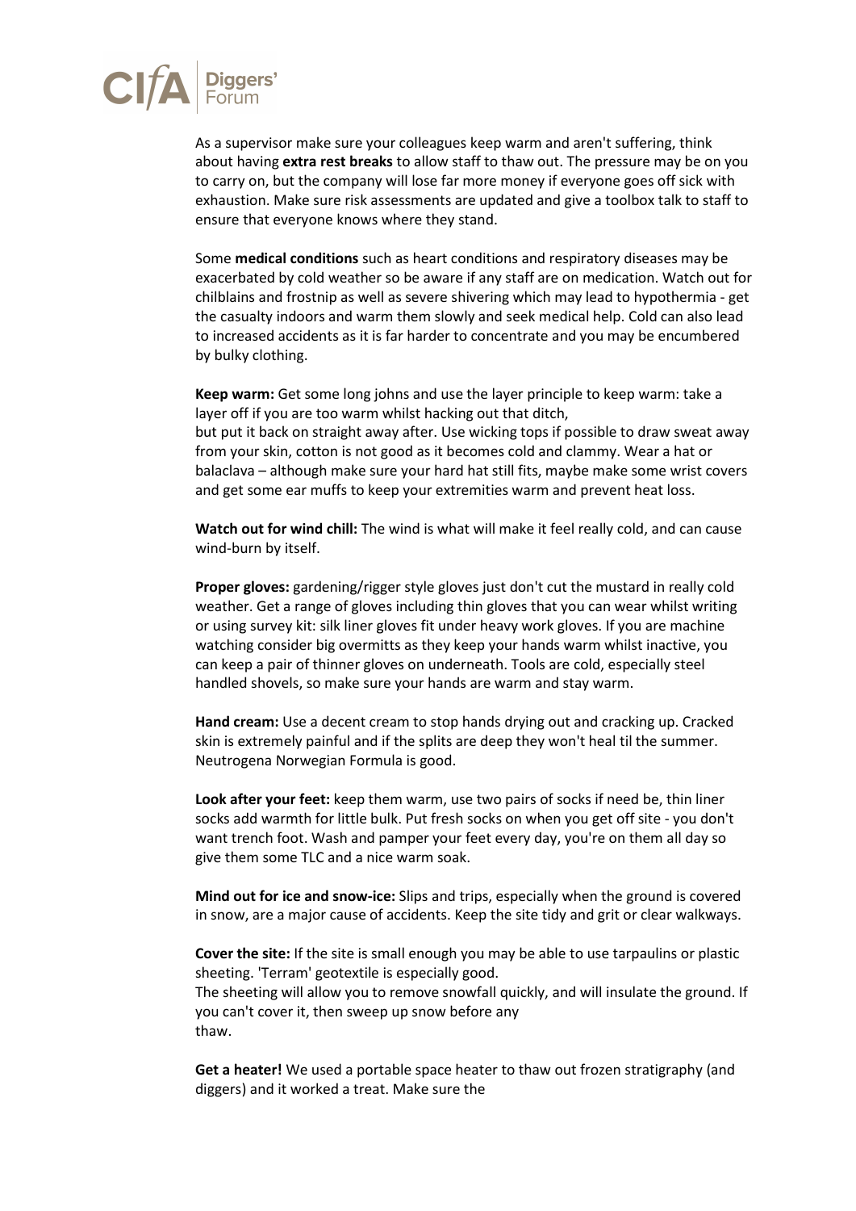As a supervisor make sure your colleagues keep warm and aren't suffering, think about having **extra rest breaks** to allow staff to thaw out. The pressure may be on you to carry on, but the company will lose far more money if everyone goes off sick with exhaustion. Make sure risk assessments are updated and give a toolbox talk to staff to ensure that everyone knows where they stand.

Some **medical conditions** such as heart conditions and respiratory diseases may be exacerbated by cold weather so be aware if any staff are on medication. Watch out for chilblains and frostnip as well as severe shivering which may lead to hypothermia - get the casualty indoors and warm them slowly and seek medical help. Cold can also lead to increased accidents as it is far harder to concentrate and you may be encumbered by bulky clothing.

**Keep warm:** Get some long johns and use the layer principle to keep warm: take a layer off if you are too warm whilst hacking out that ditch,
but put it back on straight away after. Use wicking tops if possible to draw sweat away from your skin, cotton is not good as it becomes cold and clammy. Wear a hat or balaclava – although make sure your hard hat still fits, maybe make some wrist covers and get some ear muffs to keep your extremities warm and prevent heat loss.

**Watch out for wind chill:** The wind is what will make it feel really cold, and can cause wind-burn by itself.

**Proper gloves:** gardening/rigger style gloves just don't cut the mustard in really cold weather. Get a range of gloves including thin gloves that you can wear whilst writing or using survey kit: silk liner gloves fit under heavy work gloves. If you are machine watching consider big overmitts as they keep your hands warm whilst inactive, you can keep a pair of thinner gloves on underneath. Tools are cold, especially steel handled shovels, so make sure your hands are warm and stay warm.

**Hand cream:** Use a decent cream to stop hands drying out and cracking up. Cracked skin is extremely painful and if the splits are deep they won't heal til the summer. Neutrogena Norwegian Formula is good.

**Look after your feet:** keep them warm, use two pairs of socks if need be, thin liner socks add warmth for little bulk. Put fresh socks on when you get off site - you don't want trench foot. Wash and pamper your feet every day, you're on them all day so give them some TLC and a nice warm soak.

**Mind out for ice and snow-ice:** Slips and trips, especially when the ground is covered in snow, are a major cause of accidents. Keep the site tidy and grit or clear walkways.

**Cover the site:** If the site is small enough you may be able to use tarpaulins or plastic sheeting. 'Terram' geotextile is especially good.
The sheeting will allow you to remove snowfall quickly, and will insulate the ground. If you can't cover it, then sweep up snow before any thaw.

**Get a heater!** We used a portable space heater to thaw out frozen stratigraphy (and diggers) and it worked a treat. Make sure the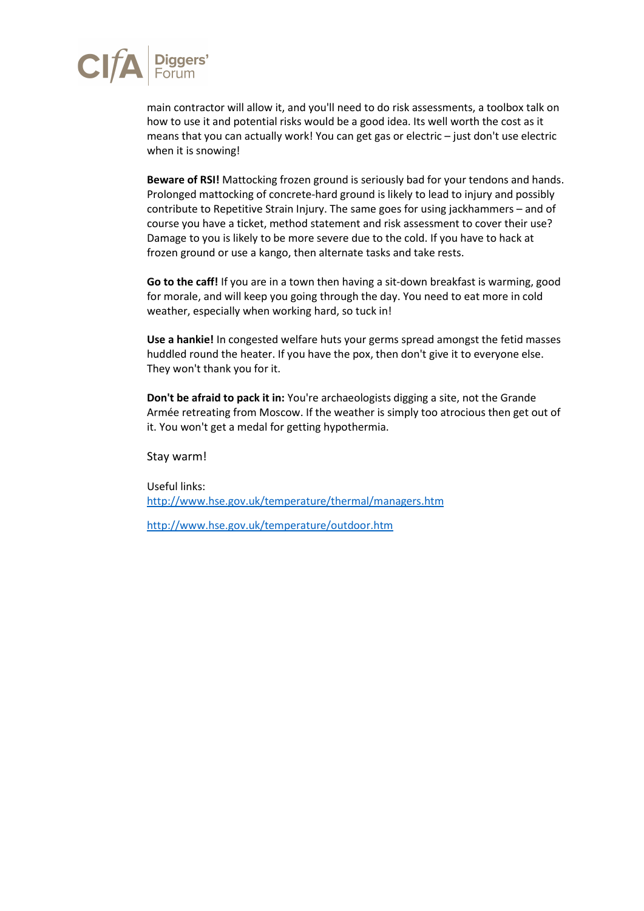main contractor will allow it, and you'll need to do risk assessments, a toolbox talk on how to use it and potential risks would be a good idea. Its well worth the cost as it means that you can actually work! You can get gas or electric – just don't use electric when it is snowing!

**Beware of RSI!** Mattocking frozen ground is seriously bad for your tendons and hands. Prolonged mattocking of concrete-hard ground is likely to lead to injury and possibly contribute to Repetitive Strain Injury. The same goes for using jackhammers – and of course you have a ticket, method statement and risk assessment to cover their use? Damage to you is likely to be more severe due to the cold. If you have to hack at frozen ground or use a kango, then alternate tasks and take rests.

**Go to the caff!** If you are in a town then having a sit-down breakfast is warming, good for morale, and will keep you going through the day. You need to eat more in cold weather, especially when working hard, so tuck in!

**Use a hankie!** In congested welfare huts your germs spread amongst the fetid masses huddled round the heater. If you have the pox, then don't give it to everyone else. They won't thank you for it.

**Don't be afraid to pack it in:** You're archaeologists digging a site, not the Grande Armée retreating from Moscow. If the weather is simply too atrocious then get out of it. You won't get a medal for getting hypothermia.

Stay warm!

Useful links:
http://www.hse.gov.uk/temperature/thermal/managers.htm

http://www.hse.gov.uk/temperature/outdoor.htm